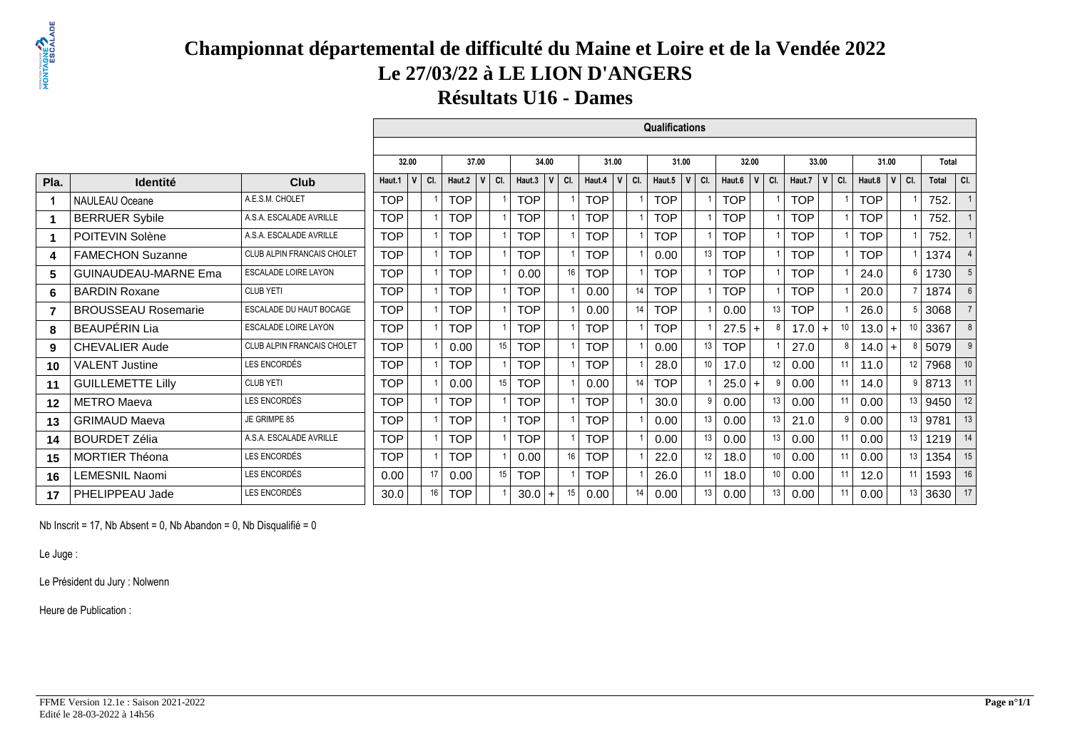# Championnat départemental de difficulté du Maine et Loire et de la Vendée 2022

## Le 27/03/22 à LE LION D'ANGERS

## Résultats U16 - Dames

| | | | Qualifications | | | | | | | | | | | | | | | | | | | | | | | |
|---|---|---|---|---|---|---|---|---|---|---|---|---|---|---|---|---|---|---|---|---|---|---|---|---|---|---|
| | | | 32.00 | | | 37.00 | | | 34.00 | | | 31.00 | | | 31.00 | | | 32.00 | | | 33.00 | | | 31.00 | | | Total | |
| **Pla.** | **Identité** | **Club** | Haut.1 | V | Cl. | Haut.2 | V | Cl. | Haut.3 | V | Cl. | Haut.4 | V | Cl. | Haut.5 | V | Cl. | Haut.6 | V | Cl. | Haut.7 | V | Cl. | Haut.8 | V | Cl. | Total | Cl. |
| 1 | NAULEAU Oceane | A.E.S.M. CHOLET | TOP | | 1 | TOP | | 1 | TOP | | 1 | TOP | | 1 | TOP | | 1 | TOP | | 1 | TOP | | 1 | TOP | | 1 | 752. | 1 |
| 1 | BERRUER Sybile | A.S.A. ESCALADE AVRILLE | TOP | | 1 | TOP | | 1 | TOP | | 1 | TOP | | 1 | TOP | | 1 | TOP | | 1 | TOP | | 1 | TOP | | 1 | 752. | 1 |
| 1 | POITEVIN Solène | A.S.A. ESCALADE AVRILLE | TOP | | 1 | TOP | | 1 | TOP | | 1 | TOP | | 1 | TOP | | 1 | TOP | | 1 | TOP | | 1 | TOP | | 1 | 752. | 1 |
| 4 | FAMECHON Suzanne | CLUB ALPIN FRANCAIS CHOLET | TOP | | 1 | TOP | | 1 | TOP | | 1 | TOP | | 1 | 0.00 | | 13 | TOP | | 1 | TOP | | 1 | TOP | | 1 | 1374 | 4 |
| 5 | GUINAUDEAU-MARNE Ema | ESCALADE LOIRE LAYON | TOP | | 1 | TOP | | 1 | 0.00 | | 16 | TOP | | 1 | TOP | | 1 | TOP | | 1 | TOP | | 1 | 24.0 | | 6 | 1730 | 5 |
| 6 | BARDIN Roxane | CLUB YETI | TOP | | 1 | TOP | | 1 | TOP | | 1 | 0.00 | | 14 | TOP | | 1 | TOP | | 1 | TOP | | 1 | 20.0 | | 7 | 1874 | 6 |
| 7 | BROUSSEAU Rosemarie | ESCALADE DU HAUT BOCAGE | TOP | | 1 | TOP | | 1 | TOP | | 1 | 0.00 | | 14 | TOP | | 1 | 0.00 | | 13 | TOP | | 1 | 26.0 | | 5 | 3068 | 7 |
| 8 | BEAUPÉRIN Lia | ESCALADE LOIRE LAYON | TOP | | 1 | TOP | | 1 | TOP | | 1 | TOP | | 1 | TOP | | 1 | 27.5 | + | 8 | 17.0 | + | 10 | 13.0 | + | 10 | 3367 | 8 |
| 9 | CHEVALIER Aude | CLUB ALPIN FRANCAIS CHOLET | TOP | | 1 | 0.00 | | 15 | TOP | | 1 | TOP | | 1 | 0.00 | | 13 | TOP | | 1 | 27.0 | | 8 | 14.0 | + | 8 | 5079 | 9 |
| 10 | VALENT Justine | LES ENCORDÉS | TOP | | 1 | TOP | | 1 | TOP | | 1 | TOP | | 1 | 28.0 | | 10 | 17.0 | | 12 | 0.00 | | 11 | 11.0 | | 12 | 7968 | 10 |
| 11 | GUILLEMETTE Lilly | CLUB YETI | TOP | | 1 | 0.00 | | 15 | TOP | | 1 | 0.00 | | 14 | TOP | | 1 | 25.0 | + | 9 | 0.00 | | 11 | 14.0 | | 9 | 8713 | 11 |
| 12 | METRO Maeva | LES ENCORDÉS | TOP | | 1 | TOP | | 1 | TOP | | 1 | TOP | | 1 | 30.0 | | 9 | 0.00 | | 13 | 0.00 | | 11 | 0.00 | | 13 | 9450 | 12 |
| 13 | GRIMAUD Maeva | JE GRIMPE 85 | TOP | | 1 | TOP | | 1 | TOP | | 1 | TOP | | 1 | 0.00 | | 13 | 0.00 | | 13 | 21.0 | | 9 | 0.00 | | 13 | 9781 | 13 |
| 14 | BOURDET Zélia | A.S.A. ESCALADE AVRILLE | TOP | | 1 | TOP | | 1 | TOP | | 1 | TOP | | 1 | 0.00 | | 13 | 0.00 | | 13 | 0.00 | | 11 | 0.00 | | 13 | 1219 | 14 |
| 15 | MORTIER Théona | LES ENCORDÉS | TOP | | 1 | TOP | | 1 | 0.00 | | 16 | TOP | | 1 | 22.0 | | 12 | 18.0 | | 10 | 0.00 | | 11 | 0.00 | | 13 | 1354 | 15 |
| 16 | LEMESNIL Naomi | LES ENCORDÉS | 0.00 | | 17 | 0.00 | | 15 | TOP | | 1 | TOP | | 1 | 26.0 | | 11 | 18.0 | | 10 | 0.00 | | 11 | 12.0 | | 11 | 1593 | 16 |
| 17 | PHELIPPEAU Jade | LES ENCORDÉS | 30.0 | | 16 | TOP | | 1 | 30.0 | + | 15 | 0.00 | | 14 | 0.00 | | 13 | 0.00 | | 13 | 0.00 | | 11 | 0.00 | | 13 | 3630 | 17 |

Nb Inscrit = 17, Nb Absent = 0, Nb Abandon = 0, Nb Disqualifié = 0

Le Juge :

Le Président du Jury : Nolwenn

Heure de Publication :

FFME Version 12.1e : Saison 2021-2022
Edité le 28-03-2022 à 14h56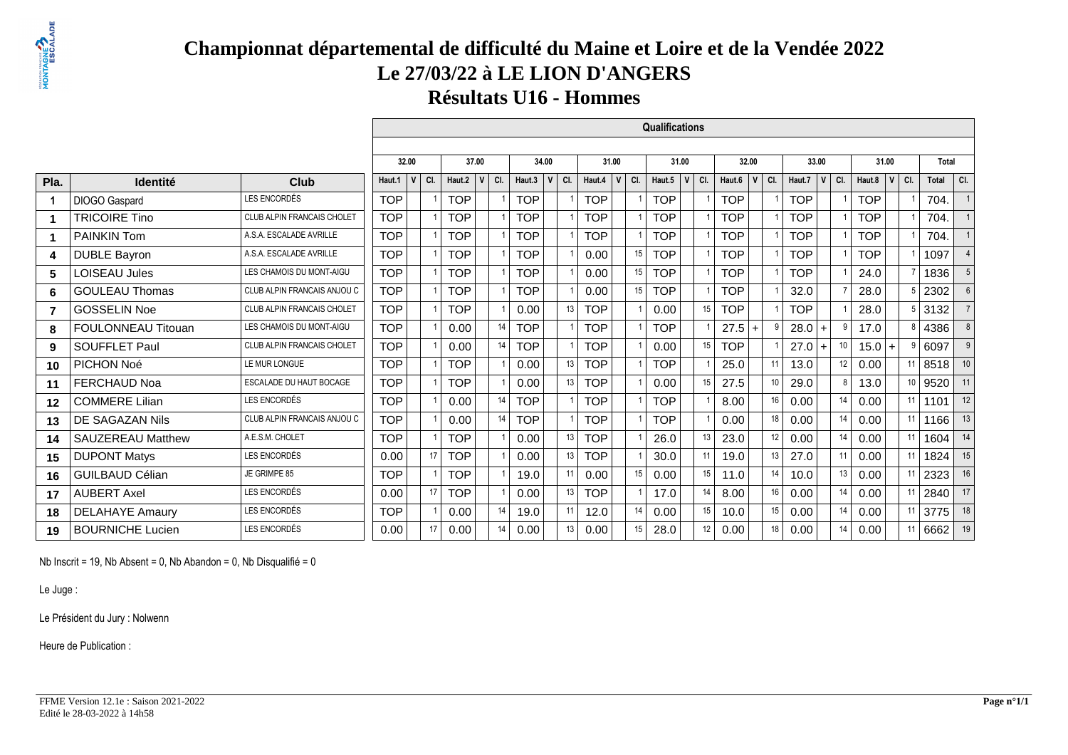# Championnat départemental de difficulté du Maine et Loire et de la Vendée 2022

## Le 27/03/22 à LE LION D'ANGERS

## Résultats U16 - Hommes

| | | | Qualifications | | | | | | | | | | | | | | | | | | | | | | | | |
|---|---|---|---|---|---|---|---|---|---|---|---|---|---|---|---|---|---|---|---|---|---|---|---|---|---|---|---|
| | | | 32.00 | | | 37.00 | | | 34.00 | | | 31.00 | | | 31.00 | | | 32.00 | | | 33.00 | | | 31.00 | | | Total | |
| Pla. | Identité | Club | Haut.1 | V | Cl. | Haut.2 | V | Cl. | Haut.3 | V | Cl. | Haut.4 | V | Cl. | Haut.5 | V | Cl. | Haut.6 | V | Cl. | Haut.7 | V | Cl. | Haut.8 | V | Cl. | Total | Cl. |
| 1 | DIOGO Gaspard | LES ENCORDÉS | TOP | | 1 | TOP | | 1 | TOP | | 1 | TOP | | 1 | TOP | | 1 | TOP | | 1 | TOP | | 1 | TOP | | 1 | 704. | 1 |
| 1 | TRICOIRE Tino | CLUB ALPIN FRANCAIS CHOLET | TOP | | 1 | TOP | | 1 | TOP | | 1 | TOP | | 1 | TOP | | 1 | TOP | | 1 | TOP | | 1 | TOP | | 1 | 704. | 1 |
| 1 | PAINKIN Tom | A.S.A. ESCALADE AVRILLE | TOP | | 1 | TOP | | 1 | TOP | | 1 | TOP | | 1 | TOP | | 1 | TOP | | 1 | TOP | | 1 | TOP | | 1 | 704. | 1 |
| 4 | DUBLE Bayron | A.S.A. ESCALADE AVRILLE | TOP | | 1 | TOP | | 1 | TOP | | 1 | 0.00 | | 15 | TOP | | 1 | TOP | | 1 | TOP | | 1 | TOP | | 1 | 1097 | 4 |
| 5 | LOISEAU Jules | LES CHAMOIS DU MONT-AIGU | TOP | | 1 | TOP | | 1 | TOP | | 1 | 0.00 | | 15 | TOP | | 1 | TOP | | 1 | TOP | | 1 | 24.0 | | 7 | 1836 | 5 |
| 6 | GOULEAU Thomas | CLUB ALPIN FRANCAIS ANJOU C | TOP | | 1 | TOP | | 1 | TOP | | 1 | 0.00 | | 15 | TOP | | 1 | TOP | | 1 | 32.0 | | 7 | 28.0 | | 5 | 2302 | 6 |
| 7 | GOSSELIN Noe | CLUB ALPIN FRANCAIS CHOLET | TOP | | 1 | TOP | | 1 | 0.00 | | 13 | TOP | | 1 | 0.00 | | 15 | TOP | | 1 | TOP | | 1 | 28.0 | | 5 | 3132 | 7 |
| 8 | FOULONNEAU Titouan | LES CHAMOIS DU MONT-AIGU | TOP | | 1 | 0.00 | | 14 | TOP | | 1 | TOP | | 1 | TOP | | 1 | 27.5 | + | 9 | 28.0 | + | 9 | 17.0 | | 8 | 4386 | 8 |
| 9 | SOUFFLET Paul | CLUB ALPIN FRANCAIS CHOLET | TOP | | 1 | 0.00 | | 14 | TOP | | 1 | TOP | | 1 | 0.00 | | 15 | TOP | | 1 | 27.0 | + | 10 | 15.0 | + | 9 | 6097 | 9 |
| 10 | PICHON Noé | LE MUR LONGUE | TOP | | 1 | TOP | | 1 | 0.00 | | 13 | TOP | | 1 | TOP | | 1 | 25.0 | | 11 | 13.0 | | 12 | 0.00 | | 11 | 8518 | 10 |
| 11 | FERCHAUD Noa | ESCALADE DU HAUT BOCAGE | TOP | | 1 | TOP | | 1 | 0.00 | | 13 | TOP | | 1 | 0.00 | | 15 | 27.5 | | 10 | 29.0 | | 8 | 13.0 | | 10 | 9520 | 11 |
| 12 | COMMERE Lilian | LES ENCORDÉS | TOP | | 1 | 0.00 | | 14 | TOP | | 1 | TOP | | 1 | TOP | | 1 | 8.00 | | 16 | 0.00 | | 14 | 0.00 | | 11 | 1101 | 12 |
| 13 | DE SAGAZAN Nils | CLUB ALPIN FRANCAIS ANJOU C | TOP | | 1 | 0.00 | | 14 | TOP | | 1 | TOP | | 1 | TOP | | 1 | 0.00 | | 18 | 0.00 | | 14 | 0.00 | | 11 | 1166 | 13 |
| 14 | SAUZEREAU Matthew | A.E.S.M. CHOLET | TOP | | 1 | TOP | | 1 | 0.00 | | 13 | TOP | | 1 | 26.0 | | 13 | 23.0 | | 12 | 0.00 | | 14 | 0.00 | | 11 | 1604 | 14 |
| 15 | DUPONT Matys | LES ENCORDÉS | 0.00 | | 17 | TOP | | 1 | 0.00 | | 13 | TOP | | 1 | 30.0 | | 11 | 19.0 | | 13 | 27.0 | | 11 | 0.00 | | 11 | 1824 | 15 |
| 16 | GUILBAUD Célian | JE GRIMPE 85 | TOP | | 1 | TOP | | 1 | 19.0 | | 11 | 0.00 | | 15 | 0.00 | | 15 | 11.0 | | 14 | 10.0 | | 13 | 0.00 | | 11 | 2323 | 16 |
| 17 | AUBERT Axel | LES ENCORDÉS | 0.00 | | 17 | TOP | | 1 | 0.00 | | 13 | TOP | | 1 | 17.0 | | 14 | 8.00 | | 16 | 0.00 | | 14 | 0.00 | | 11 | 2840 | 17 |
| 18 | DELAHAYE Amaury | LES ENCORDÉS | TOP | | 1 | 0.00 | | 14 | 19.0 | | 11 | 12.0 | | 14 | 0.00 | | 15 | 10.0 | | 15 | 0.00 | | 14 | 0.00 | | 11 | 3775 | 18 |
| 19 | BOURNICHE Lucien | LES ENCORDÉS | 0.00 | | 17 | 0.00 | | 14 | 0.00 | | 13 | 0.00 | | 15 | 28.0 | | 12 | 0.00 | | 18 | 0.00 | | 14 | 0.00 | | 11 | 6662 | 19 |

Nb Inscrit = 19, Nb Absent = 0, Nb Abandon = 0, Nb Disqualifié = 0

Le Juge :

Le Président du Jury : Nolwenn

Heure de Publication :

FFME Version 12.1e : Saison 2021-2022
Edité le 28-03-2022 à 14h58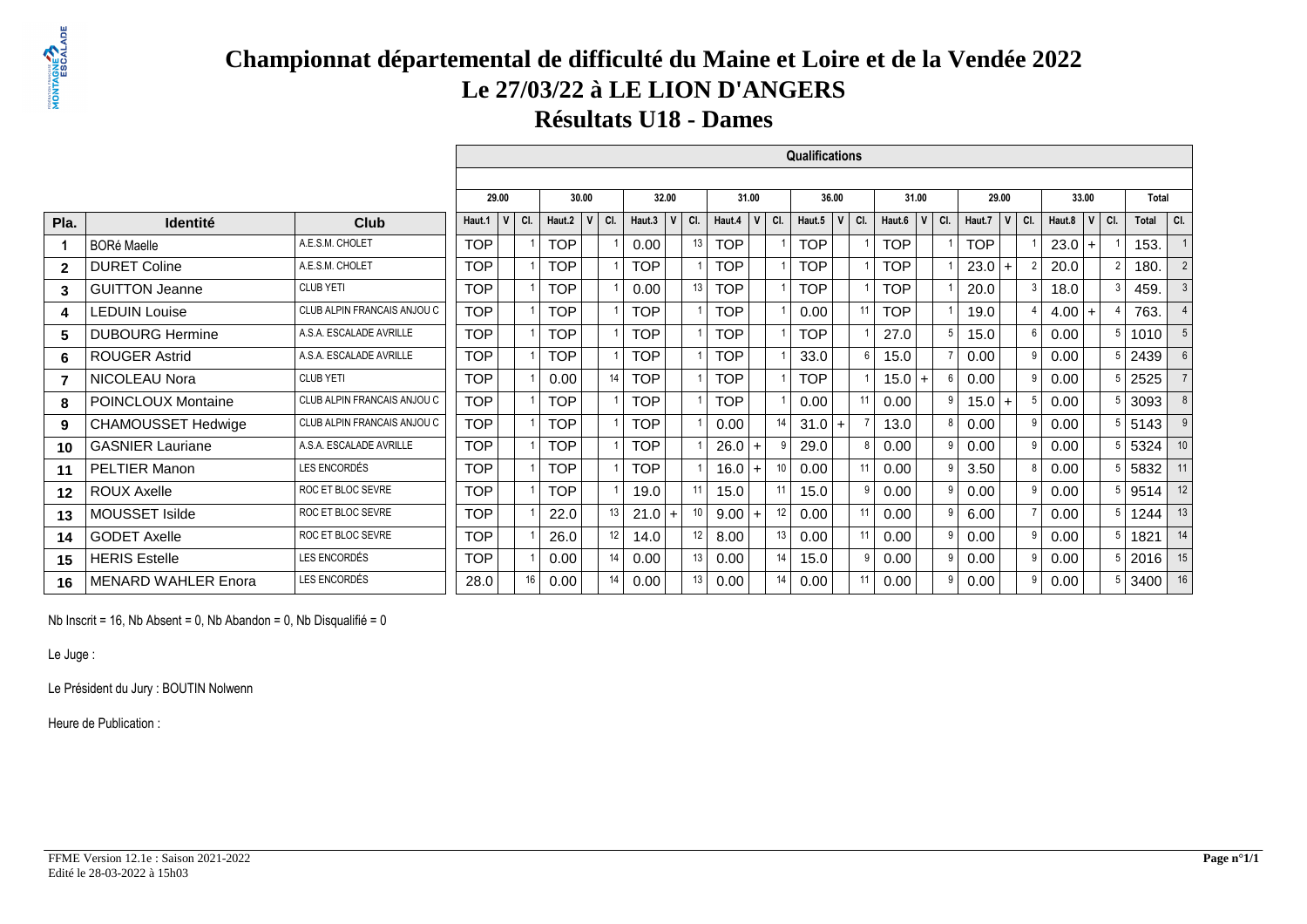# Championnat départemental de difficulté du Maine et Loire et de la Vendée 2022

## Le 27/03/22 à LE LION D'ANGERS

## Résultats U18 - Dames

| | | | Qualifications | | | | | | | | | | | | | | | | | | | | | | | |
|---|---|---|---|---|---|---|---|---|---|---|---|---|---|---|---|---|---|---|---|---|---|---|---|---|---|---|
| | | | 29.00 | | | 30.00 | | | 32.00 | | | 31.00 | | | 36.00 | | | 31.00 | | | 29.00 | | | 33.00 | | | Total | |
| **Pla.** | **Identité** | **Club** | **Haut.1** | **V** | **Cl.** | **Haut.2** | **V** | **Cl.** | **Haut.3** | **V** | **Cl.** | **Haut.4** | **V** | **Cl.** | **Haut.5** | **V** | **Cl.** | **Haut.6** | **V** | **Cl.** | **Haut.7** | **V** | **Cl.** | **Haut.8** | **V** | **Cl.** | **Total** | **Cl.** |
| 1 | BORé Maelle | A.E.S.M. CHOLET | TOP | | 1 | TOP | | 1 | 0.00 | | 13 | TOP | | 1 | TOP | | 1 | TOP | | 1 | TOP | | 1 | 23.0 | + | 1 | 153. | 1 |
| 2 | DURET Coline | A.E.S.M. CHOLET | TOP | | 1 | TOP | | 1 | TOP | | 1 | TOP | | 1 | TOP | | 1 | TOP | | 1 | 23.0 | + | 2 | 20.0 | | 2 | 180. | 2 |
| 3 | GUITTON Jeanne | CLUB YETI | TOP | | 1 | TOP | | 1 | 0.00 | | 13 | TOP | | 1 | TOP | | 1 | TOP | | 1 | 20.0 | | 3 | 18.0 | | 3 | 459. | 3 |
| 4 | LEDUIN Louise | CLUB ALPIN FRANCAIS ANJOU C | TOP | | 1 | TOP | | 1 | TOP | | 1 | TOP | | 1 | 0.00 | | 11 | TOP | | 1 | 19.0 | | 4 | 4.00 | + | 4 | 763. | 4 |
| 5 | DUBOURG Hermine | A.S.A. ESCALADE AVRILLE | TOP | | 1 | TOP | | 1 | TOP | | 1 | TOP | | 1 | TOP | | 1 | 27.0 | | 5 | 15.0 | | 6 | 0.00 | | 5 | 1010 | 5 |
| 6 | ROUGER Astrid | A.S.A. ESCALADE AVRILLE | TOP | | 1 | TOP | | 1 | TOP | | 1 | TOP | | 1 | 33.0 | | 6 | 15.0 | | 7 | 0.00 | | 9 | 0.00 | | 5 | 2439 | 6 |
| 7 | NICOLEAU Nora | CLUB YETI | TOP | | 1 | 0.00 | | 14 | TOP | | 1 | TOP | | 1 | TOP | | 1 | 15.0 | + | 6 | 0.00 | | 9 | 0.00 | | 5 | 2525 | 7 |
| 8 | POINCLOUX Montaine | CLUB ALPIN FRANCAIS ANJOU C | TOP | | 1 | TOP | | 1 | TOP | | 1 | TOP | | 1 | 0.00 | | 11 | 0.00 | | 9 | 15.0 | + | 5 | 0.00 | | 5 | 3093 | 8 |
| 9 | CHAMOUSSET Hedwige | CLUB ALPIN FRANCAIS ANJOU C | TOP | | 1 | TOP | | 1 | TOP | | 1 | 0.00 | | 14 | 31.0 | + | 7 | 13.0 | | 8 | 0.00 | | 9 | 0.00 | | 5 | 5143 | 9 |
| 10 | GASNIER Lauriane | A.S.A. ESCALADE AVRILLE | TOP | | 1 | TOP | | 1 | TOP | | 1 | 26.0 | + | 9 | 29.0 | | 8 | 0.00 | | 9 | 0.00 | | 9 | 0.00 | | 5 | 5324 | 10 |
| 11 | PELTIER Manon | LES ENCORDÉS | TOP | | 1 | TOP | | 1 | TOP | | 1 | 16.0 | + | 10 | 0.00 | | 11 | 0.00 | | 9 | 3.50 | | 8 | 0.00 | | 5 | 5832 | 11 |
| 12 | ROUX Axelle | ROC ET BLOC SEVRE | TOP | | 1 | TOP | | 1 | 19.0 | | 11 | 15.0 | | 11 | 15.0 | | 9 | 0.00 | | 9 | 0.00 | | 9 | 0.00 | | 5 | 9514 | 12 |
| 13 | MOUSSET Isilde | ROC ET BLOC SEVRE | TOP | | 1 | 22.0 | | 13 | 21.0 | + | 10 | 9.00 | + | 12 | 0.00 | | 11 | 0.00 | | 9 | 6.00 | | 7 | 0.00 | | 5 | 1244 | 13 |
| 14 | GODET Axelle | ROC ET BLOC SEVRE | TOP | | 1 | 26.0 | | 12 | 14.0 | | 12 | 8.00 | | 13 | 0.00 | | 11 | 0.00 | | 9 | 0.00 | | 9 | 0.00 | | 5 | 1821 | 14 |
| 15 | HERIS Estelle | LES ENCORDÉS | TOP | | 1 | 0.00 | | 14 | 0.00 | | 13 | 0.00 | | 14 | 15.0 | | 9 | 0.00 | | 9 | 0.00 | | 9 | 0.00 | | 5 | 2016 | 15 |
| 16 | MENARD WAHLER Enora | LES ENCORDÉS | 28.0 | | 16 | 0.00 | | 14 | 0.00 | | 13 | 0.00 | | 14 | 0.00 | | 11 | 0.00 | | 9 | 0.00 | | 9 | 0.00 | | 5 | 3400 | 16 |

Nb Inscrit = 16, Nb Absent = 0, Nb Abandon = 0, Nb Disqualifié = 0

Le Juge :

Le Président du Jury : BOUTIN Nolwenn

Heure de Publication :

FFME Version 12.1e : Saison 2021-2022
Edité le 28-03-2022 à 15h03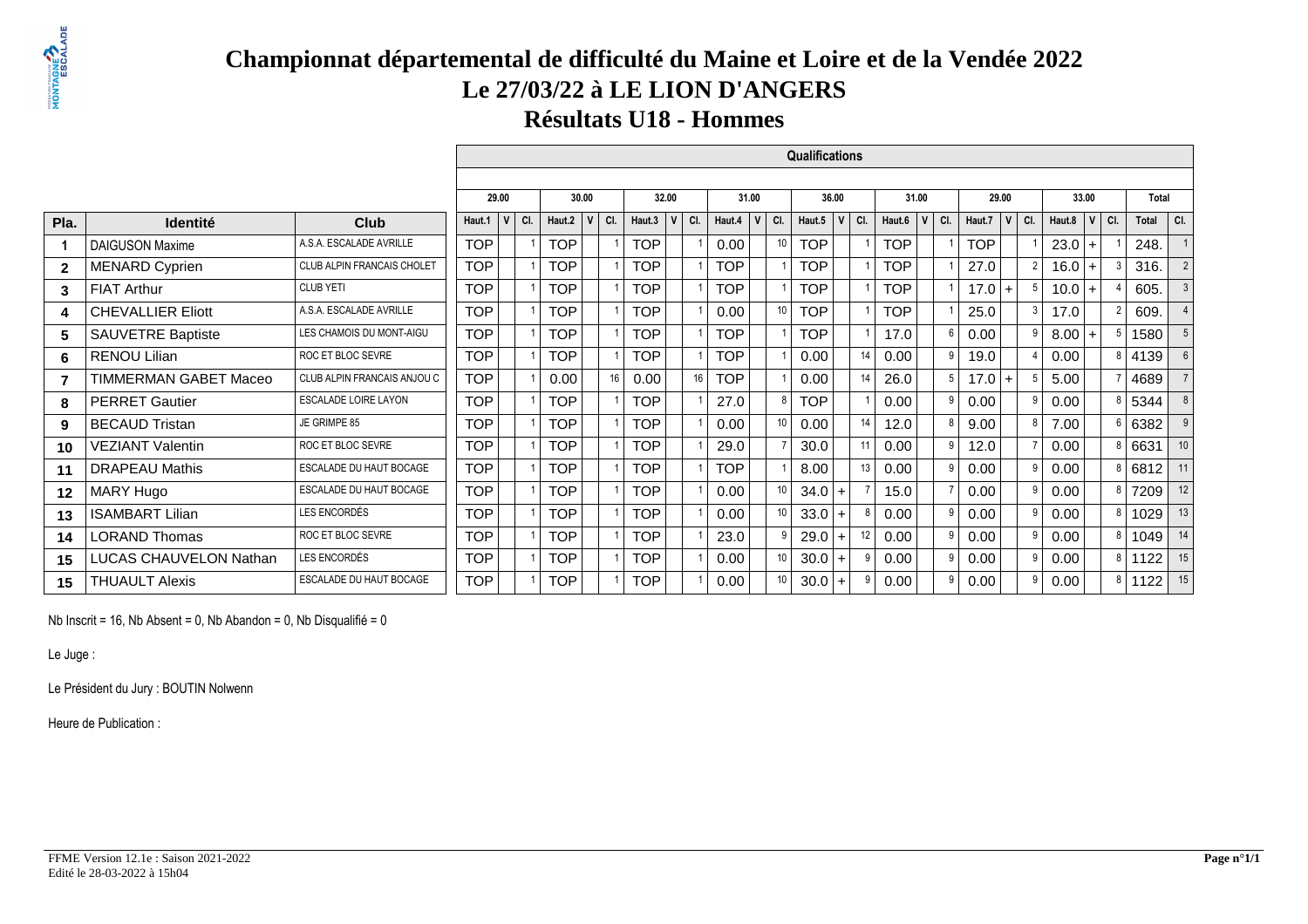# Championnat départemental de difficulté du Maine et Loire et de la Vendée 2022

## Le 27/03/22 à LE LION D'ANGERS

## Résultats U18 - Hommes

| | | | Qualifications | | | | | | | | | | | | | | | | | | | | | | | |
|---|---|---|---|---|---|---|---|---|---|---|---|---|---|---|---|---|---|---|---|---|---|---|---|---|---|---|
| | | | 29.00 | | | 30.00 | | | 32.00 | | | 31.00 | | | 36.00 | | | 31.00 | | | 29.00 | | | 33.00 | | | Total | |
| Pla. | Identité | Club | Haut.1 | V | Cl. | Haut.2 | V | Cl. | Haut.3 | V | Cl. | Haut.4 | V | Cl. | Haut.5 | V | Cl. | Haut.6 | V | Cl. | Haut.7 | V | Cl. | Haut.8 | V | Cl. | Total | Cl. |
| 1 | DAIGUSON Maxime | A.S.A. ESCALADE AVRILLE | TOP | | 1 | TOP | | 1 | TOP | | 1 | 0.00 | | 10 | TOP | | 1 | TOP | | 1 | TOP | | 1 | 23.0 | + | 1 | 248. | 1 |
| 2 | MENARD Cyprien | CLUB ALPIN FRANCAIS CHOLET | TOP | | 1 | TOP | | 1 | TOP | | 1 | TOP | | 1 | TOP | | 1 | TOP | | 1 | 27.0 | | 2 | 16.0 | + | 3 | 316. | 2 |
| 3 | FIAT Arthur | CLUB YETI | TOP | | 1 | TOP | | 1 | TOP | | 1 | TOP | | 1 | TOP | | 1 | TOP | | 1 | 17.0 | + | 5 | 10.0 | + | 4 | 605. | 3 |
| 4 | CHEVALLIER Eliott | A.S.A. ESCALADE AVRILLE | TOP | | 1 | TOP | | 1 | TOP | | 1 | 0.00 | | 10 | TOP | | 1 | TOP | | 1 | 25.0 | | 3 | 17.0 | | 2 | 609. | 4 |
| 5 | SAUVETRE Baptiste | LES CHAMOIS DU MONT-AIGU | TOP | | 1 | TOP | | 1 | TOP | | 1 | TOP | | 1 | TOP | | 1 | 17.0 | | 6 | 0.00 | | 9 | 8.00 | + | 5 | 1580 | 5 |
| 6 | RENOU Lilian | ROC ET BLOC SEVRE | TOP | | 1 | TOP | | 1 | TOP | | 1 | TOP | | 1 | 0.00 | | 14 | 0.00 | | 9 | 19.0 | | 4 | 0.00 | | 8 | 4139 | 6 |
| 7 | TIMMERMAN GABET Maceo | CLUB ALPIN FRANCAIS ANJOU C | TOP | | 1 | 0.00 | | 16 | 0.00 | | 16 | TOP | | 1 | 0.00 | | 14 | 26.0 | | 5 | 17.0 | + | 5 | 5.00 | | 7 | 4689 | 7 |
| 8 | PERRET Gautier | ESCALADE LOIRE LAYON | TOP | | 1 | TOP | | 1 | TOP | | 1 | 27.0 | | 8 | TOP | | 1 | 0.00 | | 9 | 0.00 | | 9 | 0.00 | | 8 | 5344 | 8 |
| 9 | BECAUD Tristan | JE GRIMPE 85 | TOP | | 1 | TOP | | 1 | TOP | | 1 | 0.00 | | 10 | 0.00 | | 14 | 12.0 | | 8 | 9.00 | | 8 | 7.00 | | 6 | 6382 | 9 |
| 10 | VEZIANT Valentin | ROC ET BLOC SEVRE | TOP | | 1 | TOP | | 1 | TOP | | 1 | 29.0 | | 7 | 30.0 | | 11 | 0.00 | | 9 | 12.0 | | 7 | 0.00 | | 8 | 6631 | 10 |
| 11 | DRAPEAU Mathis | ESCALADE DU HAUT BOCAGE | TOP | | 1 | TOP | | 1 | TOP | | 1 | TOP | | 1 | 8.00 | | 13 | 0.00 | | 9 | 0.00 | | 9 | 0.00 | | 8 | 6812 | 11 |
| 12 | MARY Hugo | ESCALADE DU HAUT BOCAGE | TOP | | 1 | TOP | | 1 | TOP | | 1 | 0.00 | | 10 | 34.0 | + | 7 | 15.0 | | 7 | 0.00 | | 9 | 0.00 | | 8 | 7209 | 12 |
| 13 | ISAMBART Lilian | LES ENCORDÉS | TOP | | 1 | TOP | | 1 | TOP | | 1 | 0.00 | | 10 | 33.0 | + | 8 | 0.00 | | 9 | 0.00 | | 9 | 0.00 | | 8 | 1029 | 13 |
| 14 | LORAND Thomas | ROC ET BLOC SEVRE | TOP | | 1 | TOP | | 1 | TOP | | 1 | 23.0 | | 9 | 29.0 | + | 12 | 0.00 | | 9 | 0.00 | | 9 | 0.00 | | 8 | 1049 | 14 |
| 15 | LUCAS CHAUVELON Nathan | LES ENCORDÉS | TOP | | 1 | TOP | | 1 | TOP | | 1 | 0.00 | | 10 | 30.0 | + | 9 | 0.00 | | 9 | 0.00 | | 9 | 0.00 | | 8 | 1122 | 15 |
| 15 | THUAULT Alexis | ESCALADE DU HAUT BOCAGE | TOP | | 1 | TOP | | 1 | TOP | | 1 | 0.00 | | 10 | 30.0 | + | 9 | 0.00 | | 9 | 0.00 | | 9 | 0.00 | | 8 | 1122 | 15 |

Nb Inscrit = 16, Nb Absent = 0, Nb Abandon = 0, Nb Disqualifié = 0

Le Juge :

Le Président du Jury : BOUTIN Nolwenn

Heure de Publication :

FFME Version 12.1e : Saison 2021-2022
Edité le 28-03-2022 à 15h04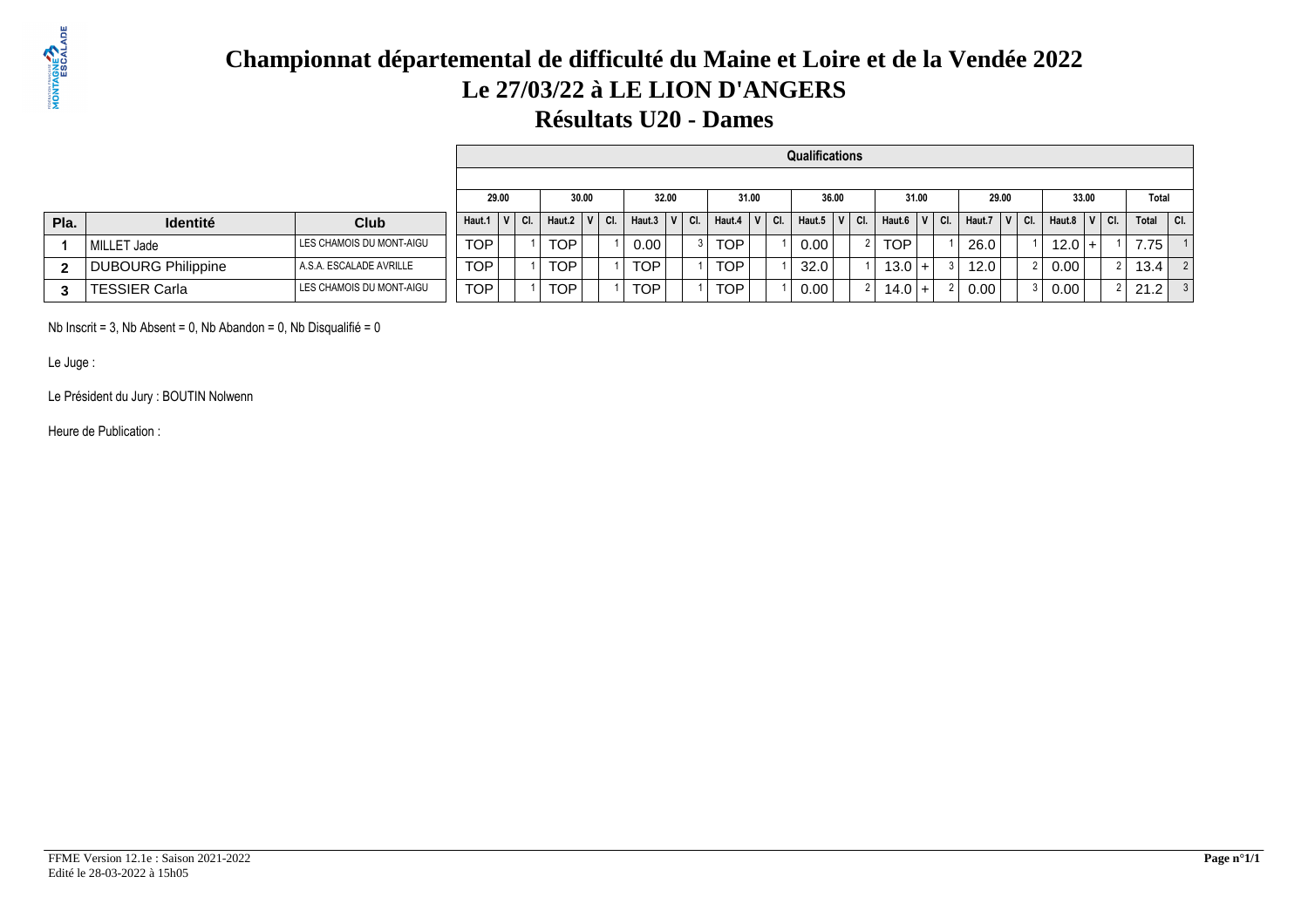# Championnat départemental de difficulté du Maine et Loire et de la Vendée 2022

## Le 27/03/22 à LE LION D'ANGERS

## Résultats U20 - Dames

| | | | Qualifications | | | | | | | | | | | | | | | | | | | | | | | |
|---|---|---|---|---|---|---|---|---|---|---|---|---|---|---|---|---|---|---|---|---|---|---|---|---|---|---|
| | | | 29.00 | | | 30.00 | | | 32.00 | | | 31.00 | | | 36.00 | | | 31.00 | | | 29.00 | | | 33.00 | | | Total | |
| Pla. | Identité | Club | Haut.1 | V | Cl. | Haut.2 | V | Cl. | Haut.3 | V | Cl. | Haut.4 | V | Cl. | Haut.5 | V | Cl. | Haut.6 | V | Cl. | Haut.7 | V | Cl. | Haut.8 | V | Cl. | Total | Cl. |
| 1 | MILLET Jade | LES CHAMOIS DU MONT-AIGU | TOP | | 1 | TOP | | 1 | 0.00 | | 3 | TOP | | 1 | 0.00 | | 2 | TOP | | 1 | 26.0 | | 1 | 12.0 | + | 1 | 7.75 | 1 |
| 2 | DUBOURG Philippine | A.S.A. ESCALADE AVRILLE | TOP | | 1 | TOP | | 1 | TOP | | 1 | TOP | | 1 | 32.0 | | 1 | 13.0 | + | 3 | 12.0 | | 2 | 0.00 | | 2 | 13.4 | 2 |
| 3 | TESSIER Carla | LES CHAMOIS DU MONT-AIGU | TOP | | 1 | TOP | | 1 | TOP | | 1 | TOP | | 1 | 0.00 | | 2 | 14.0 | + | 2 | 0.00 | | 3 | 0.00 | | 2 | 21.2 | 3 |

Nb Inscrit = 3, Nb Absent = 0, Nb Abandon = 0, Nb Disqualifié = 0

Le Juge :

Le Président du Jury : BOUTIN Nolwenn

Heure de Publication :

FFME Version 12.1e : Saison 2021-2022
Edité le 28-03-2022 à 15h05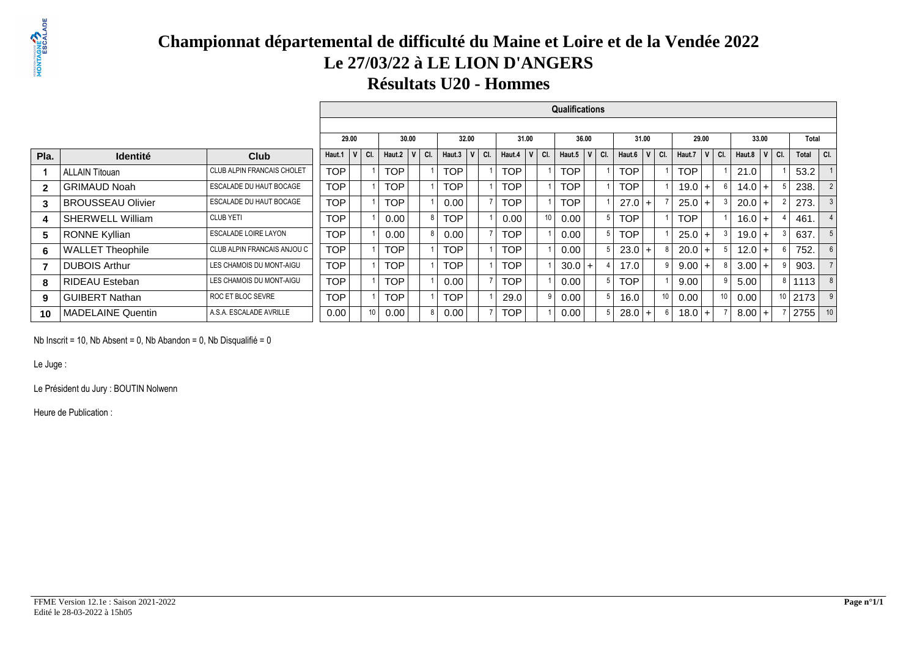# Championnat départemental de difficulté du Maine et Loire et de la Vendée 2022

## Le 27/03/22 à LE LION D'ANGERS

## Résultats U20 - Hommes

| | | | Qualifications | | | | | | | | | | | | | | | | | | | | | | | | |
|---|---|---|---|---|---|---|---|---|---|---|---|---|---|---|---|---|---|---|---|---|---|---|---|---|---|---|---|
| | | | 29.00 | | | 30.00 | | | 32.00 | | | 31.00 | | | 36.00 | | | 31.00 | | | 29.00 | | | 33.00 | | | Total | |
| Pla. | Identité | Club | Haut.1 | V | Cl. | Haut.2 | V | Cl. | Haut.3 | V | Cl. | Haut.4 | V | Cl. | Haut.5 | V | Cl. | Haut.6 | V | Cl. | Haut.7 | V | Cl. | Haut.8 | V | Cl. | Total | Cl. |
| 1 | ALLAIN Titouan | CLUB ALPIN FRANCAIS CHOLET | TOP | | 1 | TOP | | 1 | TOP | | 1 | TOP | | 1 | TOP | | 1 | TOP | | 1 | TOP | | 1 | 21.0 | | 1 | 53.2 | 1 |
| 2 | GRIMAUD Noah | ESCALADE DU HAUT BOCAGE | TOP | | 1 | TOP | | 1 | TOP | | 1 | TOP | | 1 | TOP | | 1 | TOP | | 1 | 19.0 | + | 6 | 14.0 | + | 5 | 238. | 2 |
| 3 | BROUSSEAU Olivier | ESCALADE DU HAUT BOCAGE | TOP | | 1 | TOP | | 1 | 0.00 | | 7 | TOP | | 1 | TOP | | 1 | 27.0 | + | 7 | 25.0 | + | 3 | 20.0 | + | 2 | 273. | 3 |
| 4 | SHERWELL William | CLUB YETI | TOP | | 1 | 0.00 | | 8 | TOP | | 1 | 0.00 | | 10 | 0.00 | | 5 | TOP | | 1 | TOP | | 1 | 16.0 | + | 4 | 461. | 4 |
| 5 | RONNE Kyllian | ESCALADE LOIRE LAYON | TOP | | 1 | 0.00 | | 8 | 0.00 | | 7 | TOP | | 1 | 0.00 | | 5 | TOP | | 1 | 25.0 | + | 3 | 19.0 | + | 3 | 637. | 5 |
| 6 | WALLET Theophile | CLUB ALPIN FRANCAIS ANJOU C | TOP | | 1 | TOP | | 1 | TOP | | 1 | TOP | | 1 | 0.00 | | 5 | 23.0 | + | 8 | 20.0 | + | 5 | 12.0 | + | 6 | 752. | 6 |
| 7 | DUBOIS Arthur | LES CHAMOIS DU MONT-AIGU | TOP | | 1 | TOP | | 1 | TOP | | 1 | TOP | | 1 | 30.0 | + | 4 | 17.0 | | 9 | 9.00 | + | 8 | 3.00 | + | 9 | 903. | 7 |
| 8 | RIDEAU Esteban | LES CHAMOIS DU MONT-AIGU | TOP | | 1 | TOP | | 1 | 0.00 | | 7 | TOP | | 1 | 0.00 | | 5 | TOP | | 1 | 9.00 | | 9 | 5.00 | | 8 | 1113 | 8 |
| 9 | GUIBERT Nathan | ROC ET BLOC SEVRE | TOP | | 1 | TOP | | 1 | TOP | | 1 | 29.0 | | 9 | 0.00 | | 5 | 16.0 | | 10 | 0.00 | | 10 | 0.00 | | 10 | 2173 | 9 |
| 10 | MADELAINE Quentin | A.S.A. ESCALADE AVRILLE | 0.00 | | 10 | 0.00 | | 8 | 0.00 | | 7 | TOP | | 1 | 0.00 | | 5 | 28.0 | + | 6 | 18.0 | + | 7 | 8.00 | + | 7 | 2755 | 10 |

Nb Inscrit = 10, Nb Absent = 0, Nb Abandon = 0, Nb Disqualifié = 0

Le Juge :

Le Président du Jury : BOUTIN Nolwenn

Heure de Publication :

FFME Version 12.1e : Saison 2021-2022
Edité le 28-03-2022 à 15h05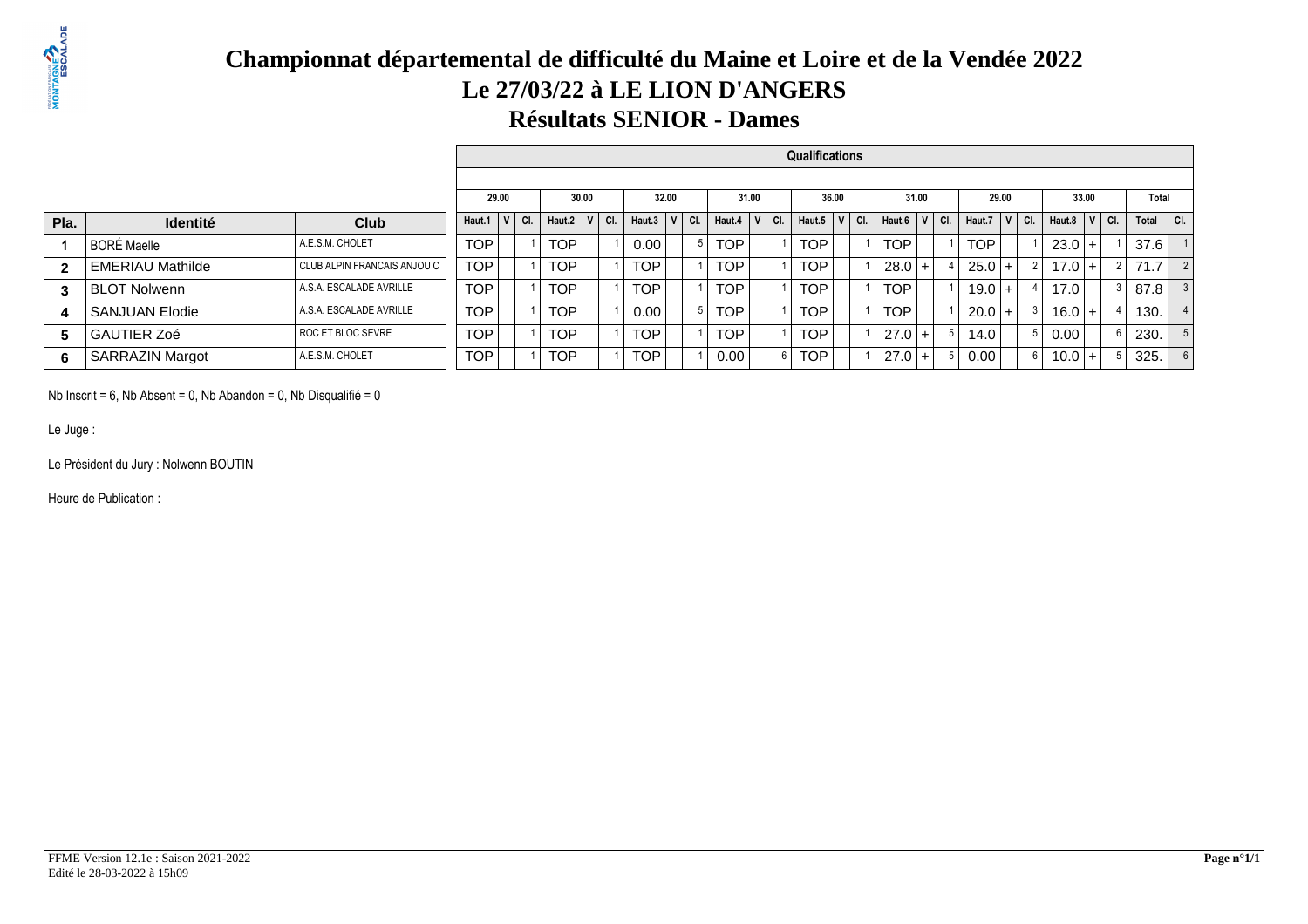# Championnat départemental de difficulté du Maine et Loire et de la Vendée 2022

## Le 27/03/22 à LE LION D'ANGERS

## Résultats SENIOR - Dames

| | | | Qualifications | | | | | | | | | | | | | | | | | | | | | | | | |
|---|---|---|---|---|---|---|---|---|---|---|---|---|---|---|---|---|---|---|---|---|---|---|---|---|---|---|---|
| | | | 29.00 | | | 30.00 | | | 32.00 | | | 31.00 | | | 36.00 | | | 31.00 | | | 29.00 | | | 33.00 | | | Total | |
| Pla. | Identité | Club | Haut.1 | V | Cl. | Haut.2 | V | Cl. | Haut.3 | V | Cl. | Haut.4 | V | Cl. | Haut.5 | V | Cl. | Haut.6 | V | Cl. | Haut.7 | V | Cl. | Haut.8 | V | Cl. | Total | Cl. |
| 1 | BORÉ Maelle | A.E.S.M. CHOLET | TOP | | 1 | TOP | | 1 | 0.00 | | 5 | TOP | | 1 | TOP | | 1 | TOP | | 1 | TOP | | 1 | 23.0 | + | 1 | 37.6 | 1 |
| 2 | EMERIAU Mathilde | CLUB ALPIN FRANCAIS ANJOU C | TOP | | 1 | TOP | | 1 | TOP | | 1 | TOP | | 1 | TOP | | 1 | 28.0 | + | 4 | 25.0 | + | 2 | 17.0 | + | 2 | 71.7 | 2 |
| 3 | BLOT Nolwenn | A.S.A. ESCALADE AVRILLE | TOP | | 1 | TOP | | 1 | TOP | | 1 | TOP | | 1 | TOP | | 1 | TOP | | 1 | 19.0 | + | 4 | 17.0 | | 3 | 87.8 | 3 |
| 4 | SANJUAN Elodie | A.S.A. ESCALADE AVRILLE | TOP | | 1 | TOP | | 1 | 0.00 | | 5 | TOP | | 1 | TOP | | 1 | TOP | | 1 | 20.0 | + | 3 | 16.0 | + | 4 | 130. | 4 |
| 5 | GAUTIER Zoé | ROC ET BLOC SEVRE | TOP | | 1 | TOP | | 1 | TOP | | 1 | TOP | | 1 | TOP | | 1 | 27.0 | + | 5 | 14.0 | | 5 | 0.00 | | 6 | 230. | 5 |
| 6 | SARRAZIN Margot | A.E.S.M. CHOLET | TOP | | 1 | TOP | | 1 | TOP | | 1 | 0.00 | | 6 | TOP | | 1 | 27.0 | + | 5 | 0.00 | | 6 | 10.0 | + | 5 | 325. | 6 |

Nb Inscrit = 6, Nb Absent = 0, Nb Abandon = 0, Nb Disqualifié = 0

Le Juge :

Le Président du Jury : Nolwenn BOUTIN

Heure de Publication :

FFME Version 12.1e : Saison 2021-2022
Edité le 28-03-2022 à 15h09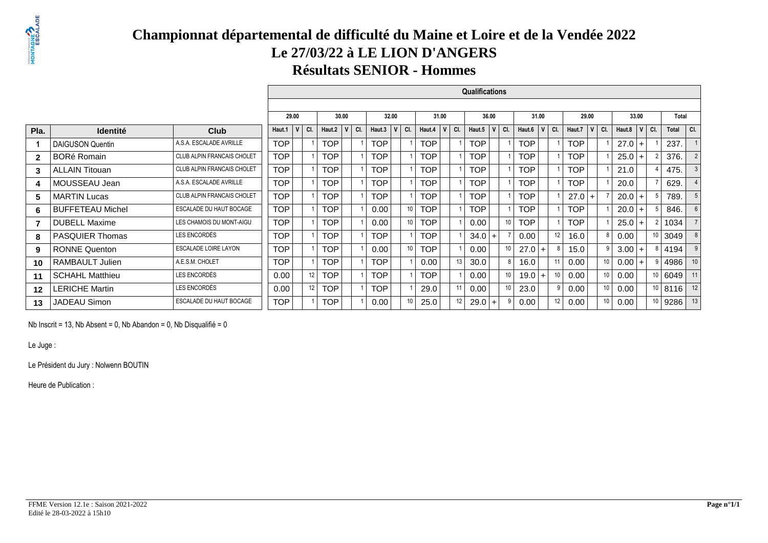# Championnat départemental de difficulté du Maine et Loire et de la Vendée 2022

## Le 27/03/22 à LE LION D'ANGERS

## Résultats SENIOR - Hommes

| | | | Qualifications | | | | | | | | | | | | | | | | | | | | | | | |
|---|---|---|---|---|---|---|---|---|---|---|---|---|---|---|---|---|---|---|---|---|---|---|---|---|---|---|
| | | | 29.00 | | | 30.00 | | | 32.00 | | | 31.00 | | | 36.00 | | | 31.00 | | | 29.00 | | | 33.00 | | | Total | |
| Pla. | Identité | Club | Haut.1 | V | Cl. | Haut.2 | V | Cl. | Haut.3 | V | Cl. | Haut.4 | V | Cl. | Haut.5 | V | Cl. | Haut.6 | V | Cl. | Haut.7 | V | Cl. | Haut.8 | V | Cl. | Total | Cl. |
| 1 | DAIGUSON Quentin | A.S.A. ESCALADE AVRILLE | TOP | | 1 | TOP | | 1 | TOP | | 1 | TOP | | 1 | TOP | | 1 | TOP | | 1 | TOP | | 1 | 27.0 | + | 1 | 237. | 1 |
| 2 | BORé Romain | CLUB ALPIN FRANCAIS CHOLET | TOP | | 1 | TOP | | 1 | TOP | | 1 | TOP | | 1 | TOP | | 1 | TOP | | 1 | TOP | | 1 | 25.0 | + | 2 | 376. | 2 |
| 3 | ALLAIN Titouan | CLUB ALPIN FRANCAIS CHOLET | TOP | | 1 | TOP | | 1 | TOP | | 1 | TOP | | 1 | TOP | | 1 | TOP | | 1 | TOP | | 1 | 21.0 | | 4 | 475. | 3 |
| 4 | MOUSSEAU Jean | A.S.A. ESCALADE AVRILLE | TOP | | 1 | TOP | | 1 | TOP | | 1 | TOP | | 1 | TOP | | 1 | TOP | | 1 | TOP | | 1 | 20.0 | | 7 | 629. | 4 |
| 5 | MARTIN Lucas | CLUB ALPIN FRANCAIS CHOLET | TOP | | 1 | TOP | | 1 | TOP | | 1 | TOP | | 1 | TOP | | 1 | TOP | | 1 | 27.0 | + | 7 | 20.0 | + | 5 | 789. | 5 |
| 6 | BUFFETEAU Michel | ESCALADE DU HAUT BOCAGE | TOP | | 1 | TOP | | 1 | 0.00 | | 10 | TOP | | 1 | TOP | | 1 | TOP | | 1 | TOP | | 1 | 20.0 | + | 5 | 846. | 6 |
| 7 | DUBELL Maxime | LES CHAMOIS DU MONT-AIGU | TOP | | 1 | TOP | | 1 | 0.00 | | 10 | TOP | | 1 | 0.00 | | 10 | TOP | | 1 | TOP | | 1 | 25.0 | + | 2 | 1034 | 7 |
| 8 | PASQUIER Thomas | LES ENCORDÉS | TOP | | 1 | TOP | | 1 | TOP | | 1 | TOP | | 1 | 34.0 | + | 7 | 0.00 | | 12 | 16.0 | | 8 | 0.00 | | 10 | 3049 | 8 |
| 9 | RONNE Quenton | ESCALADE LOIRE LAYON | TOP | | 1 | TOP | | 1 | 0.00 | | 10 | TOP | | 1 | 0.00 | | 10 | 27.0 | + | 8 | 15.0 | | 9 | 3.00 | + | 8 | 4194 | 9 |
| 10 | RAMBAULT Julien | A.E.S.M. CHOLET | TOP | | 1 | TOP | | 1 | TOP | | 1 | 0.00 | | 13 | 30.0 | | 8 | 16.0 | | 11 | 0.00 | | 10 | 0.00 | + | 9 | 4986 | 10 |
| 11 | SCHAHL Matthieu | LES ENCORDÉS | 0.00 | | 12 | TOP | | 1 | TOP | | 1 | TOP | | 1 | 0.00 | | 10 | 19.0 | + | 10 | 0.00 | | 10 | 0.00 | | 10 | 6049 | 11 |
| 12 | LERICHE Martin | LES ENCORDÉS | 0.00 | | 12 | TOP | | 1 | TOP | | 1 | 29.0 | | 11 | 0.00 | | 10 | 23.0 | | 9 | 0.00 | | 10 | 0.00 | | 10 | 8116 | 12 |
| 13 | JADEAU Simon | ESCALADE DU HAUT BOCAGE | TOP | | 1 | TOP | | 1 | 0.00 | | 10 | 25.0 | | 12 | 29.0 | + | 9 | 0.00 | | 12 | 0.00 | | 10 | 0.00 | | 10 | 9286 | 13 |

Nb Inscrit = 13, Nb Absent = 0, Nb Abandon = 0, Nb Disqualifié = 0

Le Juge :

Le Président du Jury : Nolwenn BOUTIN

Heure de Publication :

FFME Version 12.1e : Saison 2021-2022
Edité le 28-03-2022 à 15h10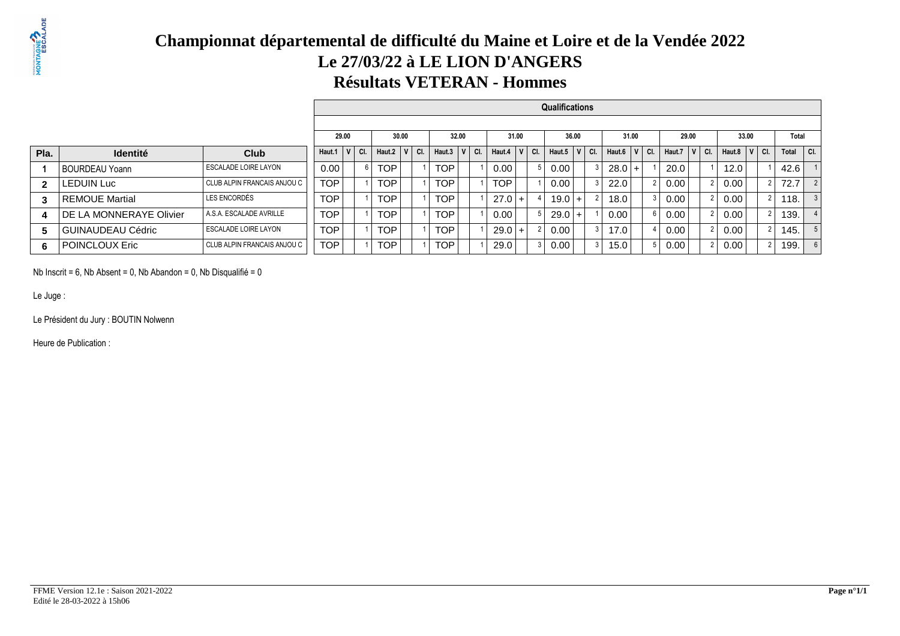# Championnat départemental de difficulté du Maine et Loire et de la Vendée 2022

## Le 27/03/22 à LE LION D'ANGERS

## Résultats VETERAN - Hommes

| | | | Qualifications | | | | | | | | | | | | | | | | | | | | | | | | |
|---|---|---|---|---|---|---|---|---|---|---|---|---|---|---|---|---|---|---|---|---|---|---|---|---|---|---|---|
| | | | 29.00 | | | 30.00 | | | 32.00 | | | 31.00 | | | 36.00 | | | 31.00 | | | 29.00 | | | 33.00 | | | Total | |
| Pla. | Identité | Club | Haut.1 | V | Cl. | Haut.2 | V | Cl. | Haut.3 | V | Cl. | Haut.4 | V | Cl. | Haut.5 | V | Cl. | Haut.6 | V | Cl. | Haut.7 | V | Cl. | Haut.8 | V | Cl. | Total | Cl. |
| 1 | BOURDEAU Yoann | ESCALADE LOIRE LAYON | 0.00 | | 6 | TOP | | 1 | TOP | | 1 | 0.00 | | 5 | 0.00 | | 3 | 28.0 | + | 1 | 20.0 | | 1 | 12.0 | | 1 | 42.6 | 1 |
| 2 | LEDUIN Luc | CLUB ALPIN FRANCAIS ANJOU C | TOP | | 1 | TOP | | 1 | TOP | | 1 | TOP | | 1 | 0.00 | | 3 | 22.0 | | 2 | 0.00 | | 2 | 0.00 | | 2 | 72.7 | 2 |
| 3 | REMOUE Martial | LES ENCORDÉS | TOP | | 1 | TOP | | 1 | TOP | | 1 | 27.0 | + | 4 | 19.0 | + | 2 | 18.0 | | 3 | 0.00 | | 2 | 0.00 | | 2 | 118. | 3 |
| 4 | DE LA MONNERAYE Olivier | A.S.A. ESCALADE AVRILLE | TOP | | 1 | TOP | | 1 | TOP | | 1 | 0.00 | | 5 | 29.0 | + | 1 | 0.00 | | 6 | 0.00 | | 2 | 0.00 | | 2 | 139. | 4 |
| 5 | GUINAUDEAU Cédric | ESCALADE LOIRE LAYON | TOP | | 1 | TOP | | 1 | TOP | | 1 | 29.0 | + | 2 | 0.00 | | 3 | 17.0 | | 4 | 0.00 | | 2 | 0.00 | | 2 | 145. | 5 |
| 6 | POINCLOUX Eric | CLUB ALPIN FRANCAIS ANJOU C | TOP | | 1 | TOP | | 1 | TOP | | 1 | 29.0 | | 3 | 0.00 | | 3 | 15.0 | | 5 | 0.00 | | 2 | 0.00 | | 2 | 199. | 6 |

Nb Inscrit = 6, Nb Absent = 0, Nb Abandon = 0, Nb Disqualifié = 0

Le Juge :

Le Président du Jury : BOUTIN Nolwenn

Heure de Publication :

FFME Version 12.1e : Saison 2021-2022
Edité le 28-03-2022 à 15h06